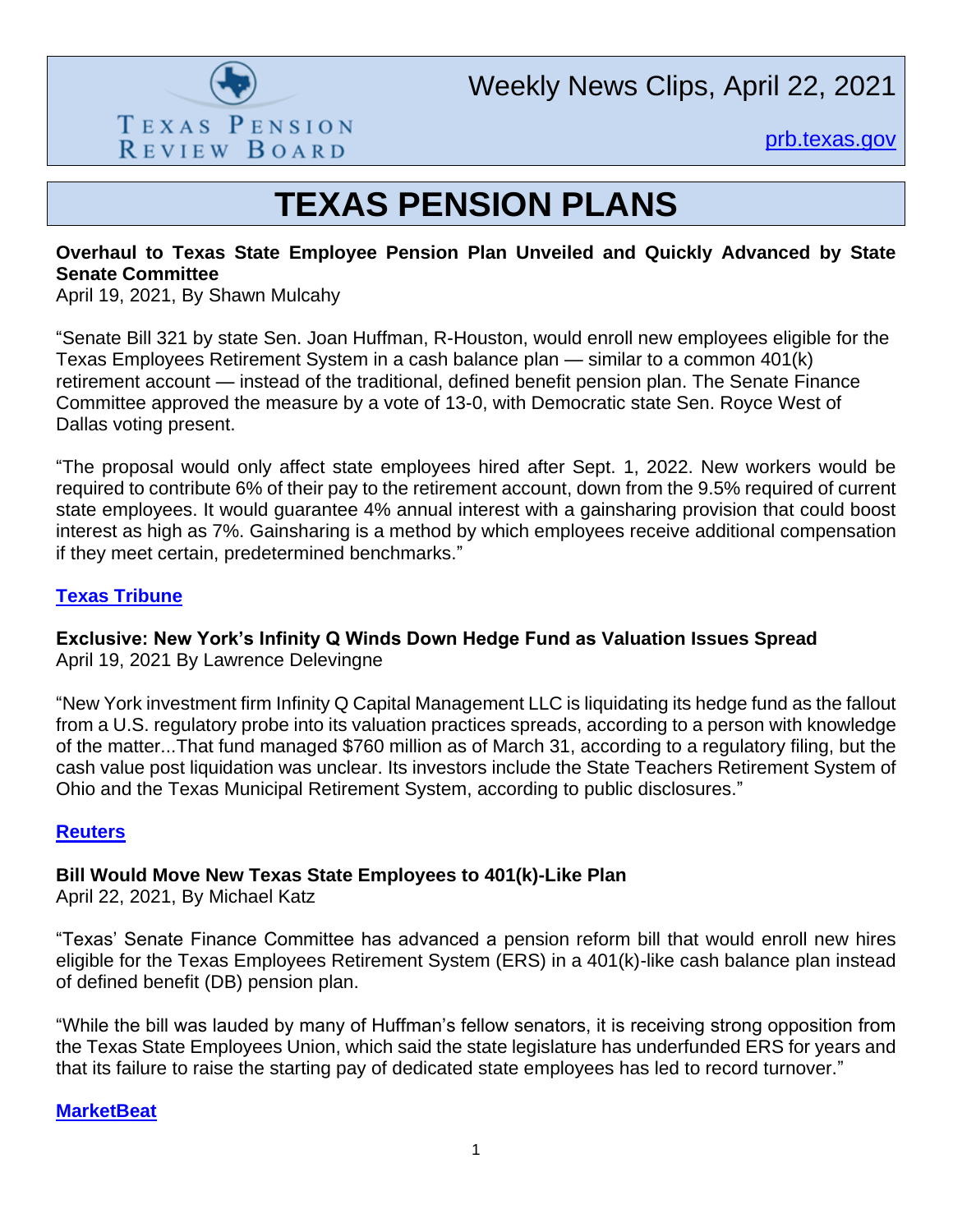Texas Pension Review Board

# Weekly News Clips, April 22, 2021

[prb.texas.gov](prb.texas.gov)

## TEXAS PENSION PLANS

**Overhaul to Texas State Employee Pension Plan Unveiled and Quickly Advanced by State Senate Committee**
April 19, 2021, By Shawn Mulcahy

"Senate Bill 321 by state Sen. Joan Huffman, R-Houston, would enroll new employees eligible for the Texas Employees Retirement System in a cash balance plan — similar to a common 401(k) retirement account — instead of the traditional, defined benefit pension plan. The Senate Finance Committee approved the measure by a vote of 13-0, with Democratic state Sen. Royce West of Dallas voting present.

"The proposal would only affect state employees hired after Sept. 1, 2022. New workers would be required to contribute 6% of their pay to the retirement account, down from the 9.5% required of current state employees. It would guarantee 4% annual interest with a gainsharing provision that could boost interest as high as 7%. Gainsharing is a method by which employees receive additional compensation if they meet certain, predetermined benchmarks."

**Texas Tribune**

**Exclusive: New York's Infinity Q Winds Down Hedge Fund as Valuation Issues Spread**
April 19, 2021 By Lawrence Delevingne

"New York investment firm Infinity Q Capital Management LLC is liquidating its hedge fund as the fallout from a U.S. regulatory probe into its valuation practices spreads, according to a person with knowledge of the matter...That fund managed $760 million as of March 31, according to a regulatory filing, but the cash value post liquidation was unclear. Its investors include the State Teachers Retirement System of Ohio and the Texas Municipal Retirement System, according to public disclosures."

**Reuters**

**Bill Would Move New Texas State Employees to 401(k)-Like Plan**
April 22, 2021, By Michael Katz

"Texas' Senate Finance Committee has advanced a pension reform bill that would enroll new hires eligible for the Texas Employees Retirement System (ERS) in a 401(k)-like cash balance plan instead of defined benefit (DB) pension plan.

"While the bill was lauded by many of Huffman's fellow senators, it is receiving strong opposition from the Texas State Employees Union, which said the state legislature has underfunded ERS for years and that its failure to raise the starting pay of dedicated state employees has led to record turnover."

**MarketBeat**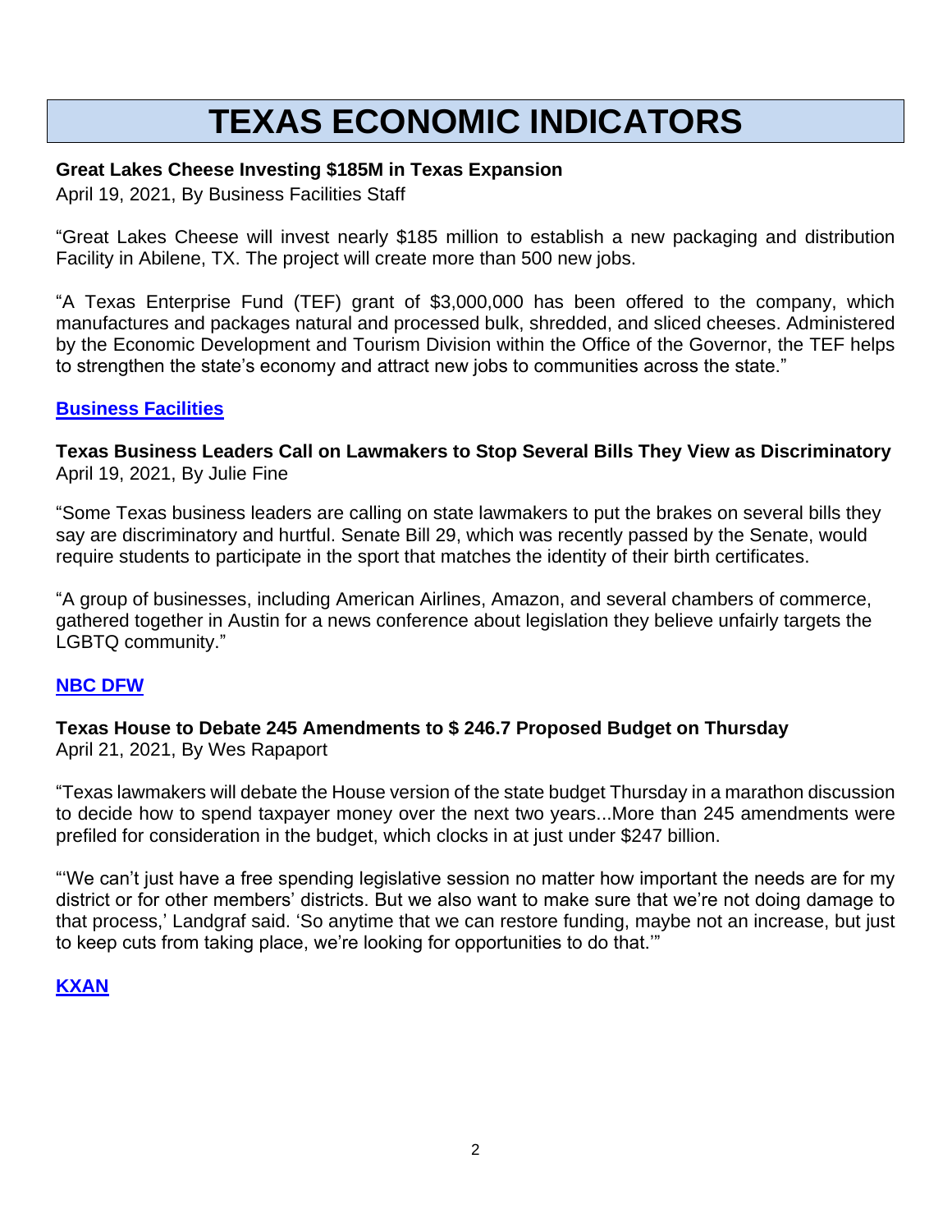# TEXAS ECONOMIC INDICATORS

**Great Lakes Cheese Investing $185M in Texas Expansion**
April 19, 2021, By Business Facilities Staff

"Great Lakes Cheese will invest nearly $185 million to establish a new packaging and distribution Facility in Abilene, TX. The project will create more than 500 new jobs.

"A Texas Enterprise Fund (TEF) grant of $3,000,000 has been offered to the company, which manufactures and packages natural and processed bulk, shredded, and sliced cheeses. Administered by the Economic Development and Tourism Division within the Office of the Governor, the TEF helps to strengthen the state's economy and attract new jobs to communities across the state."

**Business Facilities**

**Texas Business Leaders Call on Lawmakers to Stop Several Bills They View as Discriminatory**
April 19, 2021, By Julie Fine

"Some Texas business leaders are calling on state lawmakers to put the brakes on several bills they say are discriminatory and hurtful. Senate Bill 29, which was recently passed by the Senate, would require students to participate in the sport that matches the identity of their birth certificates.

"A group of businesses, including American Airlines, Amazon, and several chambers of commerce, gathered together in Austin for a news conference about legislation they believe unfairly targets the LGBTQ community."

**NBC DFW**

**Texas House to Debate 245 Amendments to $ 246.7 Proposed Budget on Thursday**
April 21, 2021, By Wes Rapaport

"Texas lawmakers will debate the House version of the state budget Thursday in a marathon discussion to decide how to spend taxpayer money over the next two years...More than 245 amendments were prefiled for consideration in the budget, which clocks in at just under $247 billion.

"'We can't just have a free spending legislative session no matter how important the needs are for my district or for other members' districts. But we also want to make sure that we're not doing damage to that process,' Landgraf said. 'So anytime that we can restore funding, maybe not an increase, but just to keep cuts from taking place, we're looking for opportunities to do that.'"

**KXAN**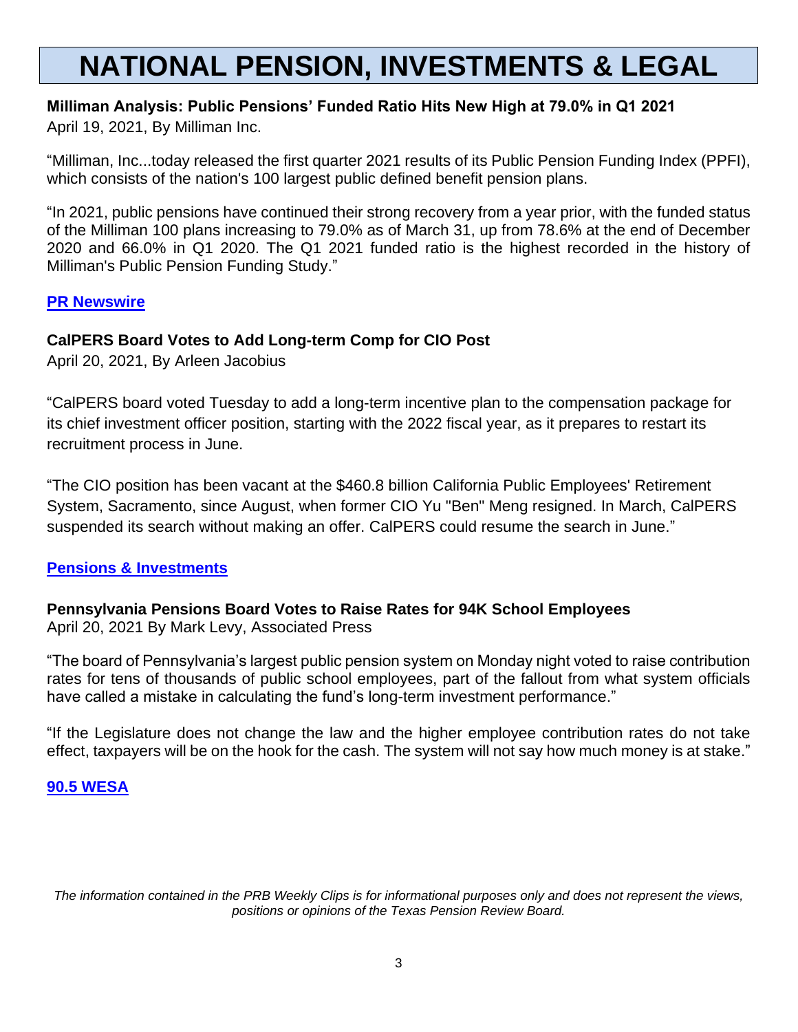# NATIONAL PENSION, INVESTMENTS & LEGAL

**Milliman Analysis: Public Pensions' Funded Ratio Hits New High at 79.0% in Q1 2021**
April 19, 2021, By Milliman Inc.

"Milliman, Inc...today released the first quarter 2021 results of its Public Pension Funding Index (PPFI), which consists of the nation's 100 largest public defined benefit pension plans.

"In 2021, public pensions have continued their strong recovery from a year prior, with the funded status of the Milliman 100 plans increasing to 79.0% as of March 31, up from 78.6% at the end of December 2020 and 66.0% in Q1 2020. The Q1 2021 funded ratio is the highest recorded in the history of Milliman's Public Pension Funding Study."

**PR Newswire**

**CalPERS Board Votes to Add Long-term Comp for CIO Post**
April 20, 2021, By Arleen Jacobius

"CalPERS board voted Tuesday to add a long-term incentive plan to the compensation package for its chief investment officer position, starting with the 2022 fiscal year, as it prepares to restart its recruitment process in June.

"The CIO position has been vacant at the $460.8 billion California Public Employees' Retirement System, Sacramento, since August, when former CIO Yu "Ben" Meng resigned. In March, CalPERS suspended its search without making an offer. CalPERS could resume the search in June."

**Pensions & Investments**

**Pennsylvania Pensions Board Votes to Raise Rates for 94K School Employees**
April 20, 2021 By Mark Levy, Associated Press

"The board of Pennsylvania's largest public pension system on Monday night voted to raise contribution rates for tens of thousands of public school employees, part of the fallout from what system officials have called a mistake in calculating the fund's long-term investment performance."

"If the Legislature does not change the law and the higher employee contribution rates do not take effect, taxpayers will be on the hook for the cash. The system will not say how much money is at stake."

**90.5 WESA**

*The information contained in the PRB Weekly Clips is for informational purposes only and does not represent the views, positions or opinions of the Texas Pension Review Board.*